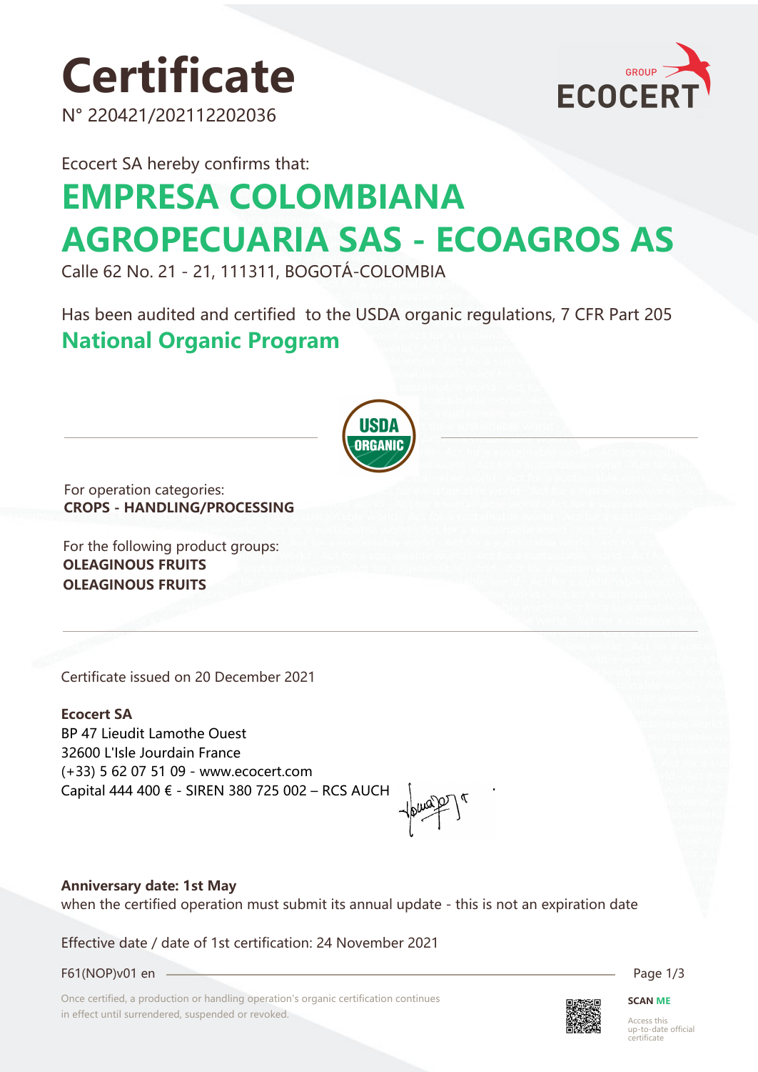# Certificate

N° 220421/202112202036

Ecocert SA hereby confirms that:

## EMPRESA COLOMBIANA AGROPECUARIA SAS - ECOAGROS AS

Calle 62 No. 21 - 21, 111311, BOGOTÁ-COLOMBIA

Has been audited and certified to the USDA organic regulations, 7 CFR Part 205

## National Organic Program

For operation categories:
**CROPS - HANDLING/PROCESSING**

For the following product groups:
**OLEAGINOUS FRUITS**
**OLEAGINOUS FRUITS**

Certificate issued on 20 December 2021

**Ecocert SA**
BP 47 Lieudit Lamothe Ouest
32600 L'Isle Jourdain France
(+33) 5 62 07 51 09 - www.ecocert.com
Capital 444 400 € - SIREN 380 725 002 – RCS AUCH

**Anniversary date: 1st May**
when the certified operation must submit its annual update - this is not an expiration date

Effective date / date of 1st certification: 24 November 2021

F61(NOP)v01 en

Once certified, a production or handling operation's organic certification continues in effect until surrendered, suspended or revoked.

**SCAN ME**
Access this up-to-date official certificate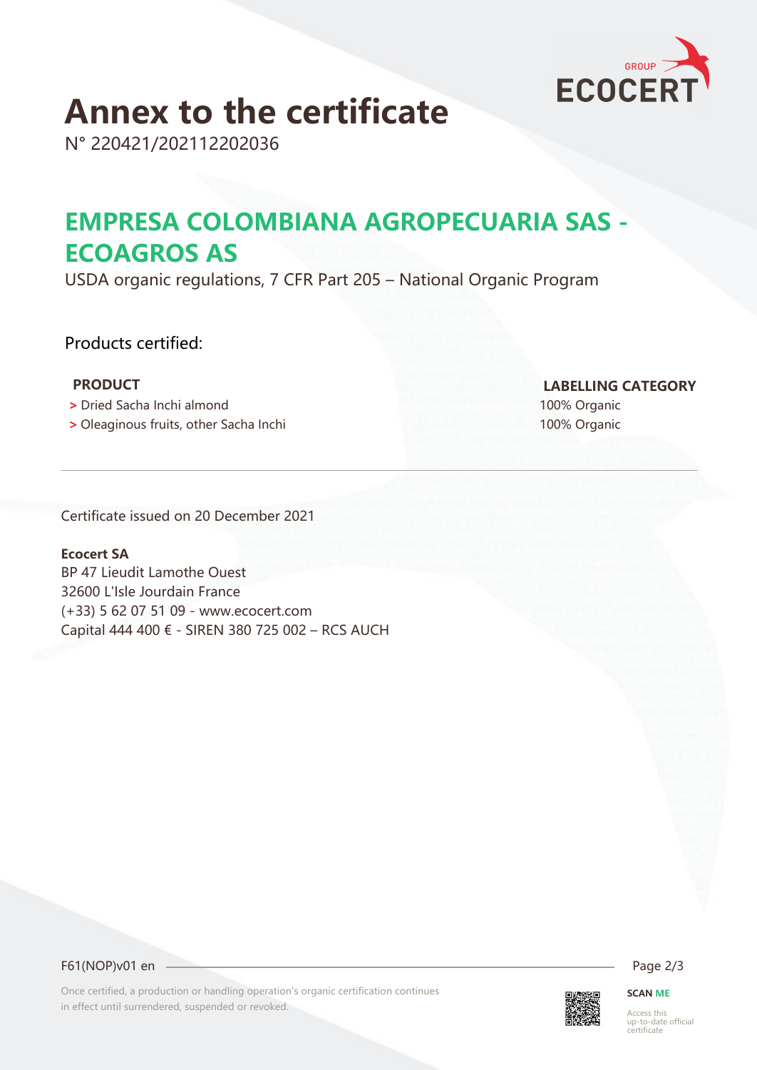# Annex to the certificate

N° 220421/202112202036

## EMPRESA COLOMBIANA AGROPECUARIA SAS - ECOAGROS AS

USDA organic regulations, 7 CFR Part 205 – National Organic Program

Products certified:

| PRODUCT | LABELLING CATEGORY |
| --- | --- |
| > Dried Sacha Inchi almond | 100% Organic |
| > Oleaginous fruits, other Sacha Inchi | 100% Organic |

---

Certificate issued on 20 December 2021

**Ecocert SA**
BP 47 Lieudit Lamothe Ouest
32600 L'Isle Jourdain France
(+33) 5 62 07 51 09 - www.ecocert.com
Capital 444 400 € - SIREN 380 725 002 – RCS AUCH

F61(NOP)v01 en

Once certified, a production or handling operation's organic certification continues in effect until surrendered, suspended or revoked.

**SCAN ME**

Access this up-to-date official certificate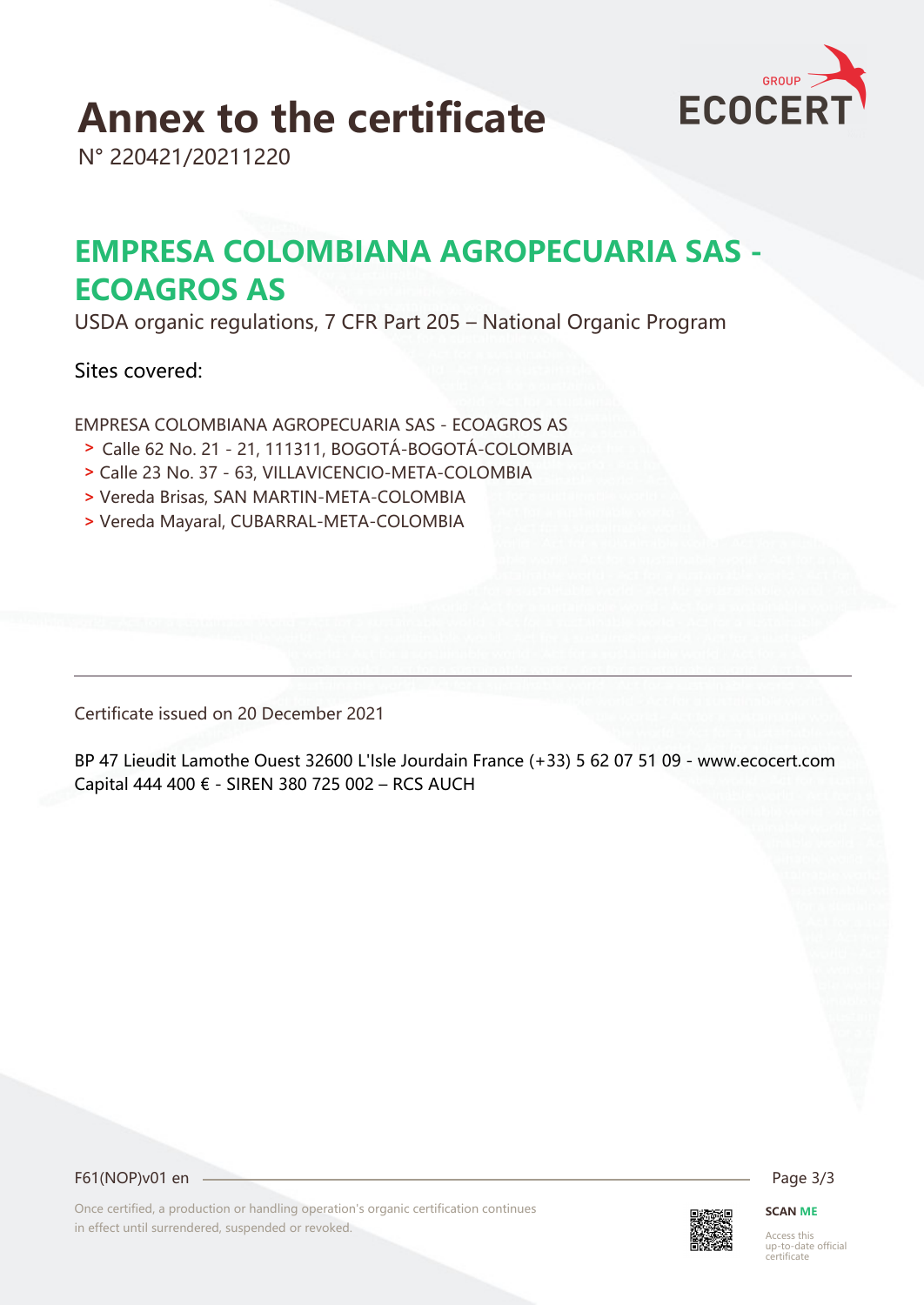# Annex to the certificate

N° 220421/20211220

## EMPRESA COLOMBIANA AGROPECUARIA SAS - ECOAGROS AS

USDA organic regulations, 7 CFR Part 205 – National Organic Program

Sites covered:

EMPRESA COLOMBIANA AGROPECUARIA SAS - ECOAGROS AS

- Calle 62 No. 21 - 21, 111311, BOGOTÁ-BOGOTÁ-COLOMBIA
- Calle 23 No. 37 - 63, VILLAVICENCIO-META-COLOMBIA
- Vereda Brisas, SAN MARTIN-META-COLOMBIA
- Vereda Mayaral, CUBARRAL-META-COLOMBIA

---

Certificate issued on 20 December 2021

BP 47 Lieudit Lamothe Ouest 32600 L'Isle Jourdain France (+33) 5 62 07 51 09 - www.ecocert.com
Capital 444 400 € - SIREN 380 725 002 – RCS AUCH

F61(NOP)v01 en

Once certified, a production or handling operation's organic certification continues in effect until surrendered, suspended or revoked.

SCAN ME

Access this up-to-date official certificate